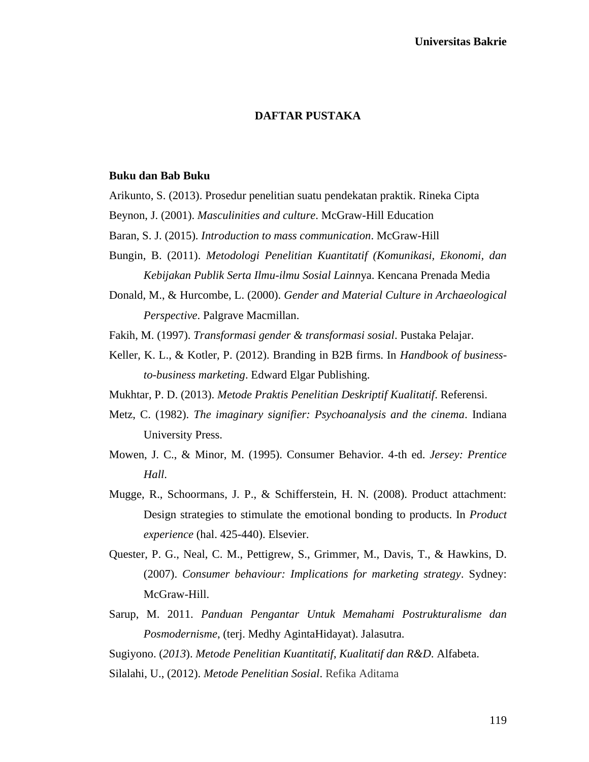# DAFTAR PUSTAKA

## Buku dan Bab Buku

Arikunto, S. (2013). Prosedur penelitian suatu pendekatan praktik. Rineka Cipta

Beynon, J. (2001). *Masculinities and culture*. McGraw-Hill Education

Baran, S. J. (2015). *Introduction to mass communication*. McGraw-Hill

Bungin, B. (2011). *Metodologi Penelitian Kuantitatif (Komunikasi, Ekonomi, dan Kebijakan Publik Serta Ilmu-ilmu Sosial Lainn*ya. Kencana Prenada Media

Donald, M., & Hurcombe, L. (2000). *Gender and Material Culture in Archaeological Perspective*. Palgrave Macmillan.

Fakih, M. (1997). *Transformasi gender & transformasi sosial*. Pustaka Pelajar.

Keller, K. L., & Kotler, P. (2012). Branding in B2B firms. In *Handbook of business-to-business marketing*. Edward Elgar Publishing.

Mukhtar, P. D. (2013). *Metode Praktis Penelitian Deskriptif Kualitatif*. Referensi.

Metz, C. (1982). *The imaginary signifier: Psychoanalysis and the cinema*. Indiana University Press.

Mowen, J. C., & Minor, M. (1995). Consumer Behavior. 4-th ed. *Jersey: Prentice Hall*.

Mugge, R., Schoormans, J. P., & Schifferstein, H. N. (2008). Product attachment: Design strategies to stimulate the emotional bonding to products. In *Product experience* (hal. 425-440). Elsevier.

Quester, P. G., Neal, C. M., Pettigrew, S., Grimmer, M., Davis, T., & Hawkins, D. (2007). *Consumer behaviour: Implications for marketing strategy*. Sydney: McGraw-Hill.

Sarup, M. 2011. *Panduan Pengantar Untuk Memahami Postrukturalisme dan Posmodernisme*, (terj. Medhy AgintaHidayat). Jalasutra.

Sugiyono. (*2013*). *Metode Penelitian Kuantitatif, Kualitatif dan R&D*. Alfabeta.

Silalahi, U., (2012). *Metode Penelitian Sosial*. Refika Aditama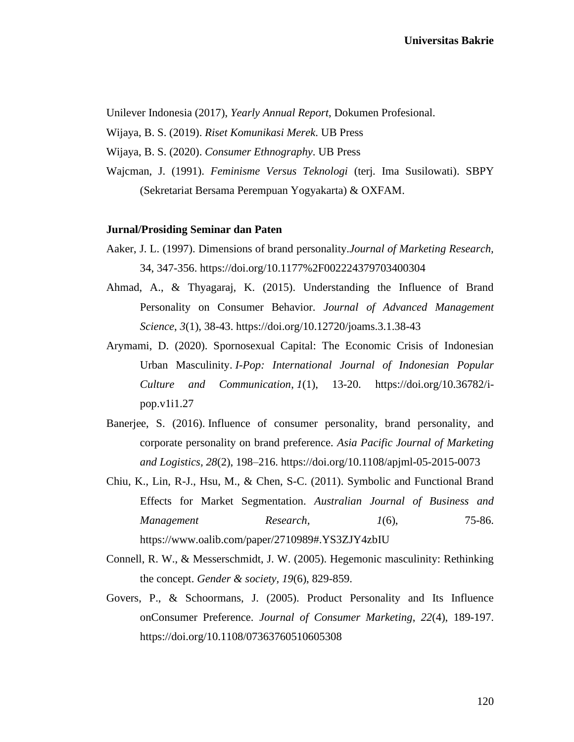Unilever Indonesia (2017), *Yearly Annual Report*, Dokumen Profesional.

Wijaya, B. S. (2019). *Riset Komunikasi Merek*. UB Press

Wijaya, B. S. (2020). *Consumer Ethnography*. UB Press

Wajcman, J. (1991). *Feminisme Versus Teknologi* (terj. Ima Susilowati). SBPY (Sekretariat Bersama Perempuan Yogyakarta) & OXFAM.

**Jurnal/Prosiding Seminar dan Paten**

Aaker, J. L. (1997). Dimensions of brand personality.*Journal of Marketing Research*, 34, 347-356. https://doi.org/10.1177%2F002224379703400304

Ahmad, A., & Thyagaraj, K. (2015). Understanding the Influence of Brand Personality on Consumer Behavior. *Journal of Advanced Management Science*, *3*(1), 38-43. https://doi.org/10.12720/joams.3.1.38-43

Arymami, D. (2020). Spornosexual Capital: The Economic Crisis of Indonesian Urban Masculinity. *I-Pop: International Journal of Indonesian Popular Culture and Communication*, *1*(1), 13-20. https://doi.org/10.36782/i-pop.v1i1.27

Banerjee, S. (2016). Influence of consumer personality, brand personality, and corporate personality on brand preference. *Asia Pacific Journal of Marketing and Logistics, 28*(2), 198–216. https://doi.org/10.1108/apjml-05-2015-0073

Chiu, K., Lin, R-J., Hsu, M., & Chen, S-C. (2011). Symbolic and Functional Brand Effects for Market Segmentation. *Australian Journal of Business and Management Research,* *1*(6), 75-86. https://www.oalib.com/paper/2710989#.YS3ZJY4zbIU

Connell, R. W., & Messerschmidt, J. W. (2005). Hegemonic masculinity: Rethinking the concept. *Gender & society*, *19*(6), 829-859.

Govers, P., & Schoormans, J. (2005). Product Personality and Its Influence onConsumer Preference. *Journal of Consumer Marketing*, *22*(4), 189-197. https://doi.org/10.1108/07363760510605308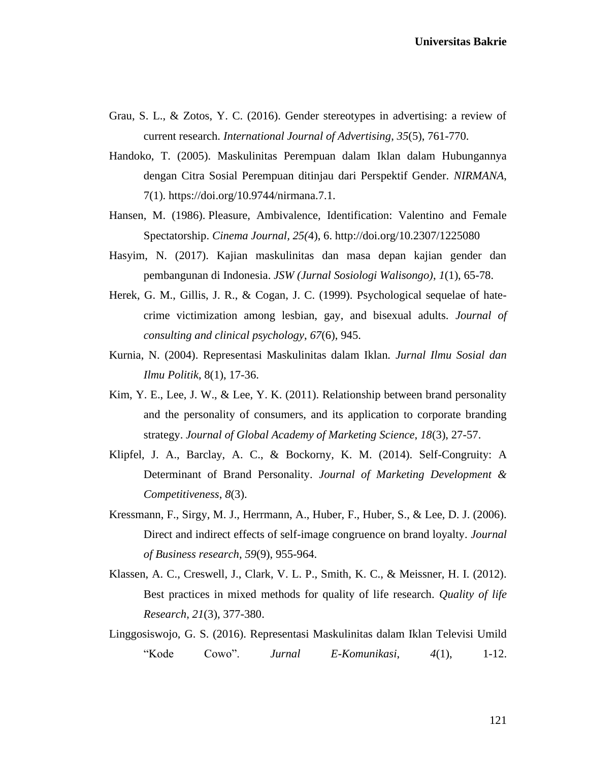Grau, S. L., & Zotos, Y. C. (2016). Gender stereotypes in advertising: a review of current research. *International Journal of Advertising*, *35*(5), 761-770.

Handoko, T. (2005). Maskulinitas Perempuan dalam Iklan dalam Hubungannya dengan Citra Sosial Perempuan ditinjau dari Perspektif Gender. *NIRMANA*, 7(1). https://doi.org/10.9744/nirmana.7.1.

Hansen, M. (1986). Pleasure, Ambivalence, Identification: Valentino and Female Spectatorship. *Cinema Journal, 25(*4), 6. http://doi.org/10.2307/1225080

Hasyim, N. (2017). Kajian maskulinitas dan masa depan kajian gender dan pembangunan di Indonesia. *JSW (Jurnal Sosiologi Walisongo)*, *1*(1), 65-78.

Herek, G. M., Gillis, J. R., & Cogan, J. C. (1999). Psychological sequelae of hate-crime victimization among lesbian, gay, and bisexual adults. *Journal of consulting and clinical psychology*, *67*(6), 945.

Kurnia, N. (2004). Representasi Maskulinitas dalam Iklan. *Jurnal Ilmu Sosial dan Ilmu Politik*, 8(1), 17-36.

Kim, Y. E., Lee, J. W., & Lee, Y. K. (2011). Relationship between brand personality and the personality of consumers, and its application to corporate branding strategy. *Journal of Global Academy of Marketing Science*, *18*(3), 27-57.

Klipfel, J. A., Barclay, A. C., & Bockorny, K. M. (2014). Self-Congruity: A Determinant of Brand Personality. *Journal of Marketing Development & Competitiveness*, *8*(3).

Kressmann, F., Sirgy, M. J., Herrmann, A., Huber, F., Huber, S., & Lee, D. J. (2006). Direct and indirect effects of self-image congruence on brand loyalty. *Journal of Business research*, *59*(9), 955-964.

Klassen, A. C., Creswell, J., Clark, V. L. P., Smith, K. C., & Meissner, H. I. (2012). Best practices in mixed methods for quality of life research. *Quality of life Research*, *21*(3), 377-380.

Linggosiswojo, G. S. (2016). Representasi Maskulinitas dalam Iklan Televisi Umild "Kode Cowo". *Jurnal E-Komunikasi*, *4*(1), 1-12.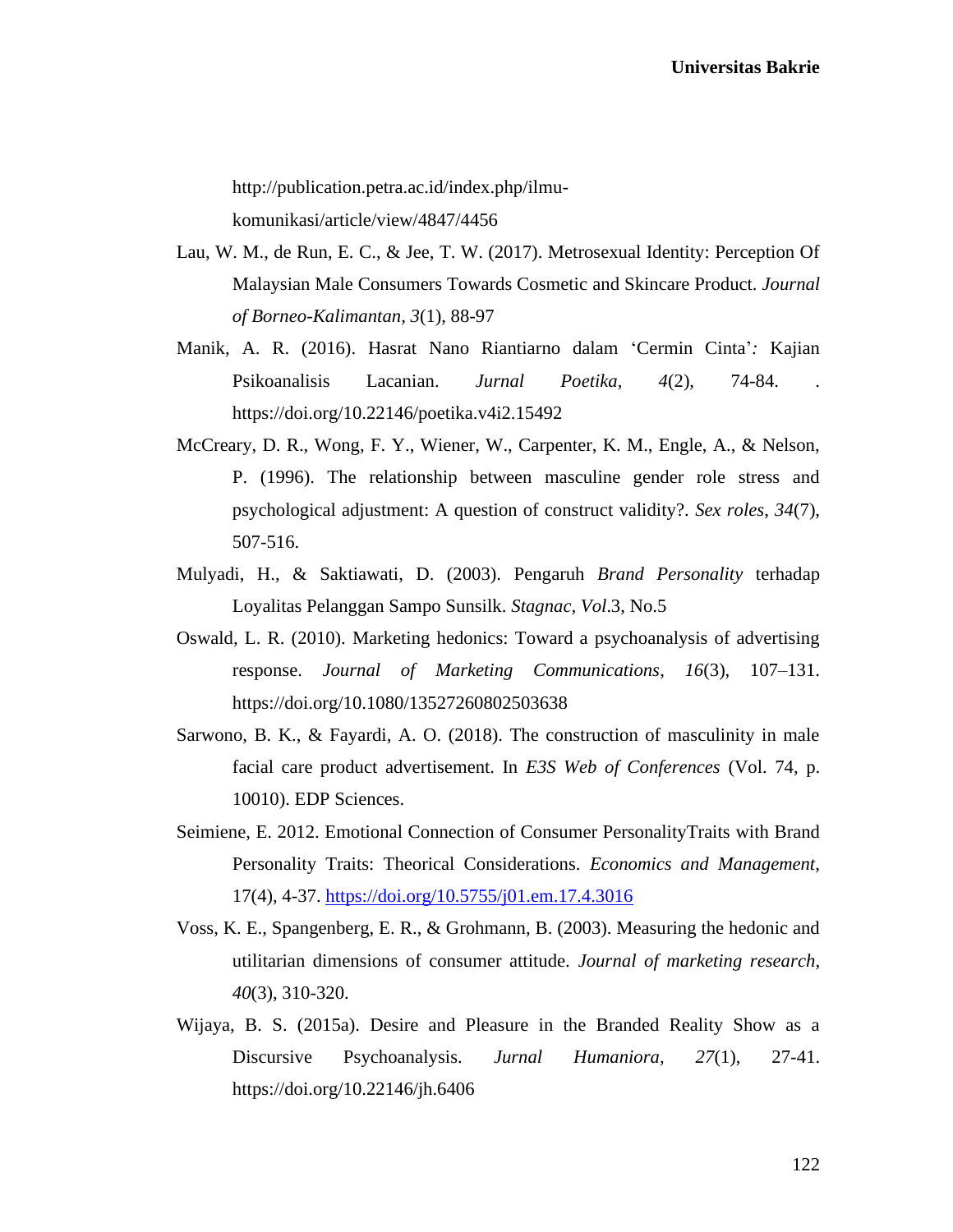http://publication.petra.ac.id/index.php/ilmu-komunikasi/article/view/4847/4456

Lau, W. M., de Run, E. C., & Jee, T. W. (2017). Metrosexual Identity: Perception Of Malaysian Male Consumers Towards Cosmetic and Skincare Product. *Journal of Borneo-Kalimantan, 3*(1), 88-97

Manik, A. R. (2016). Hasrat Nano Riantiarno dalam 'Cermin Cinta'*:* Kajian Psikoanalisis Lacanian. *Jurnal Poetika, 4*(2), 74-84. . https://doi.org/10.22146/poetika.v4i2.15492

McCreary, D. R., Wong, F. Y., Wiener, W., Carpenter, K. M., Engle, A., & Nelson, P. (1996). The relationship between masculine gender role stress and psychological adjustment: A question of construct validity?. *Sex roles*, *34*(7), 507-516.

Mulyadi, H., & Saktiawati, D. (2003). Pengaruh *Brand Personality* terhadap Loyalitas Pelanggan Sampo Sunsilk. *Stagnac, Vol*.3, No.5

Oswald, L. R. (2010). Marketing hedonics: Toward a psychoanalysis of advertising response. *Journal of Marketing Communications*, *16*(3), 107–131. https://doi.org/10.1080/13527260802503638

Sarwono, B. K., & Fayardi, A. O. (2018). The construction of masculinity in male facial care product advertisement. In *E3S Web of Conferences* (Vol. 74, p. 10010). EDP Sciences.

Seimiene, E. 2012. Emotional Connection of Consumer PersonalityTraits with Brand Personality Traits: Theorical Considerations. *Economics and Management*, 17(4), 4-37. https://doi.org/10.5755/j01.em.17.4.3016

Voss, K. E., Spangenberg, E. R., & Grohmann, B. (2003). Measuring the hedonic and utilitarian dimensions of consumer attitude. *Journal of marketing research*, *40*(3), 310-320.

Wijaya, B. S. (2015a). Desire and Pleasure in the Branded Reality Show as a Discursive Psychoanalysis. *Jurnal Humaniora, 27*(1), 27-41. https://doi.org/10.22146/jh.6406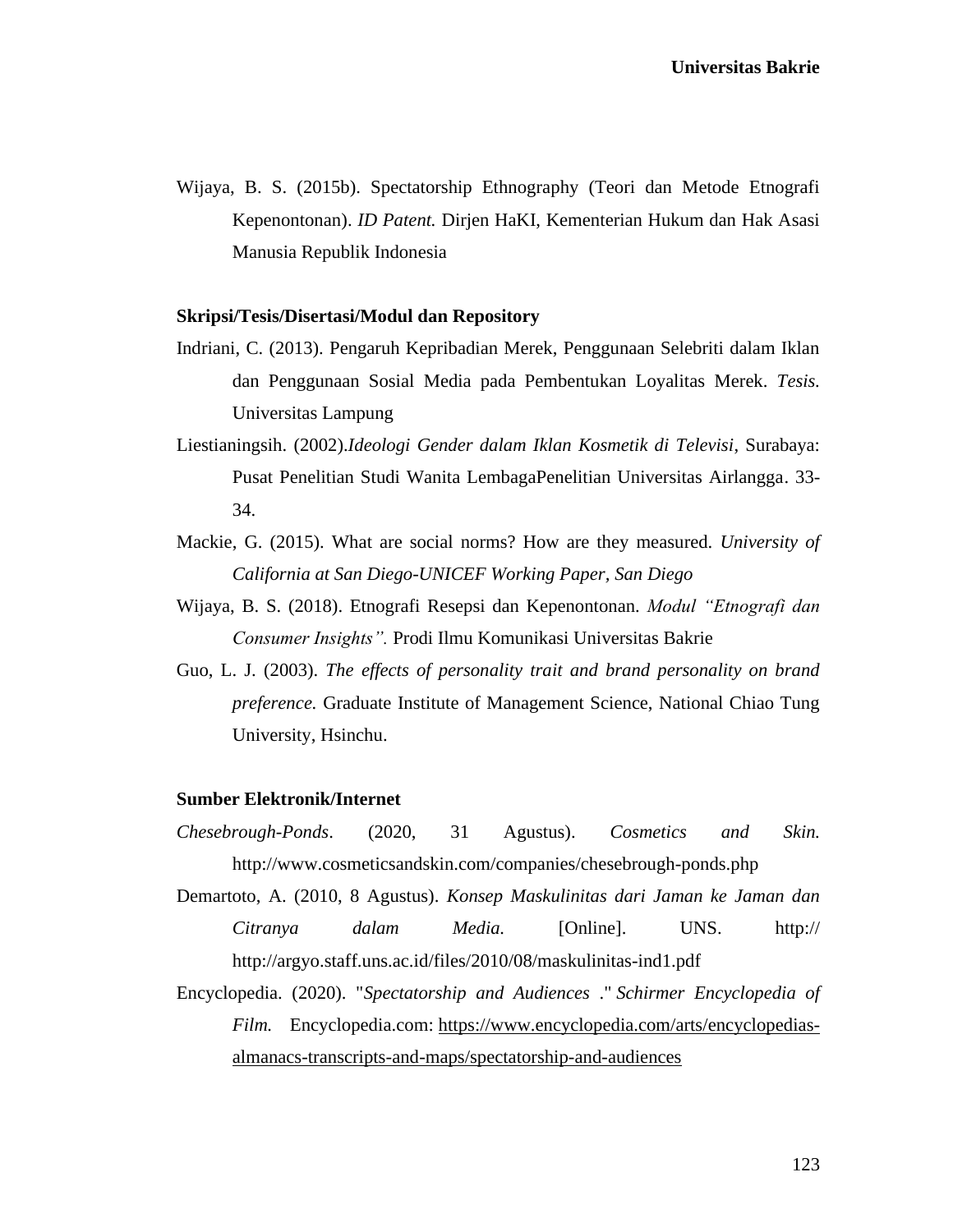Wijaya, B. S. (2015b). Spectatorship Ethnography (Teori dan Metode Etnografi Kepenontonan). *ID Patent.* Dirjen HaKI, Kementerian Hukum dan Hak Asasi Manusia Republik Indonesia

**Skripsi/Tesis/Disertasi/Modul dan Repository**

Indriani, C. (2013). Pengaruh Kepribadian Merek, Penggunaan Selebriti dalam Iklan dan Penggunaan Sosial Media pada Pembentukan Loyalitas Merek. *Tesis.* Universitas Lampung

Liestianingsih. (2002).*Ideologi Gender dalam Iklan Kosmetik di Televisi*, Surabaya: Pusat Penelitian Studi Wanita LembagaPenelitian Universitas Airlangga. 33-34.

Mackie, G. (2015). What are social norms? How are they measured. *University of California at San Diego-UNICEF Working Paper, San Diego*

Wijaya, B. S. (2018). Etnografi Resepsi dan Kepenontonan. *Modul "Etnografi dan Consumer Insights".* Prodi Ilmu Komunikasi Universitas Bakrie

Guo, L. J. (2003). *The effects of personality trait and brand personality on brand preference.* Graduate Institute of Management Science, National Chiao Tung University, Hsinchu.

**Sumber Elektronik/Internet**

*Chesebrough-Ponds*. (2020, 31 Agustus). *Cosmetics and Skin.* http://www.cosmeticsandskin.com/companies/chesebrough-ponds.php

Demartoto, A. (2010, 8 Agustus). *Konsep Maskulinitas dari Jaman ke Jaman dan Citranya dalam Media.* [Online]. UNS. http:// http://argyo.staff.uns.ac.id/files/2010/08/maskulinitas-ind1.pdf

Encyclopedia. (2020). "*Spectatorship and Audiences* ." *Schirmer Encyclopedia of Film.* Encyclopedia.com: https://www.encyclopedia.com/arts/encyclopedias-almanacs-transcripts-and-maps/spectatorship-and-audiences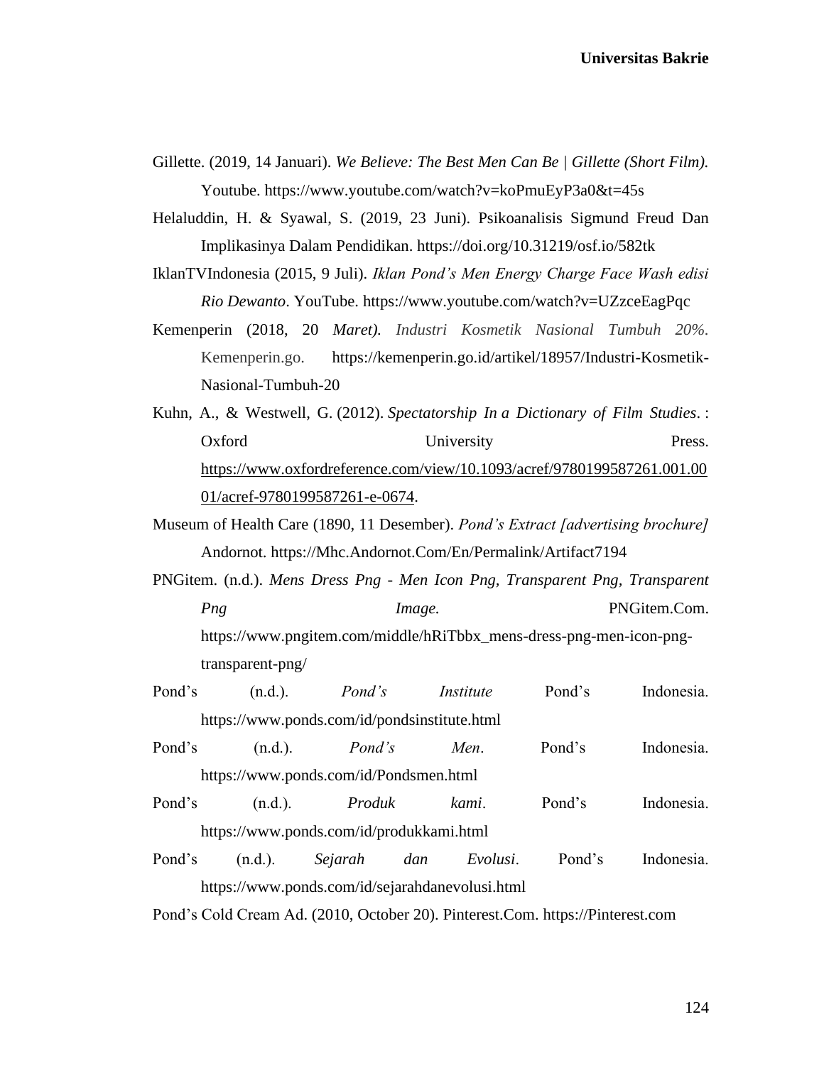Gillette. (2019, 14 Januari). *We Believe: The Best Men Can Be | Gillette (Short Film).* Youtube. https://www.youtube.com/watch?v=koPmuEyP3a0&t=45s

Helaluddin, H. & Syawal, S. (2019, 23 Juni). Psikoanalisis Sigmund Freud Dan Implikasinya Dalam Pendidikan. https://doi.org/10.31219/osf.io/582tk

IklanTVIndonesia (2015, 9 Juli). *Iklan Pond's Men Energy Charge Face Wash edisi Rio Dewanto*. YouTube. https://www.youtube.com/watch?v=UZzceEagPqc

Kemenperin (2018, 20 *Maret). Industri Kosmetik Nasional Tumbuh 20%*. Kemenperin.go. https://kemenperin.go.id/artikel/18957/Industri-Kosmetik-Nasional-Tumbuh-20

Kuhn, A., & Westwell, G. (2012). *Spectatorship In a Dictionary of Film Studies*. : Oxford University Press. https://www.oxfordreference.com/view/10.1093/acref/9780199587261.001.0001/acref-9780199587261-e-0674.

Museum of Health Care (1890, 11 Desember). *Pond's Extract [advertising brochure]* Andornot. https://Mhc.Andornot.Com/En/Permalink/Artifact7194

PNGitem. (n.d.). *Mens Dress Png - Men Icon Png, Transparent Png, Transparent Png Image.* PNGitem.Com. https://www.pngitem.com/middle/hRiTbbx_mens-dress-png-men-icon-png-transparent-png/

Pond's (n.d.). *Pond's Institute* Pond's Indonesia. https://www.ponds.com/id/pondsinstitute.html

Pond's (n.d.). *Pond's Men*. Pond's Indonesia. https://www.ponds.com/id/Pondsmen.html

Pond's (n.d.). *Produk kami*. Pond's Indonesia. https://www.ponds.com/id/produkkami.html

Pond's (n.d.). *Sejarah dan Evolusi*. Pond's Indonesia. https://www.ponds.com/id/sejarahdanevolusi.html

Pond's Cold Cream Ad. (2010, October 20). Pinterest.Com. https://Pinterest.com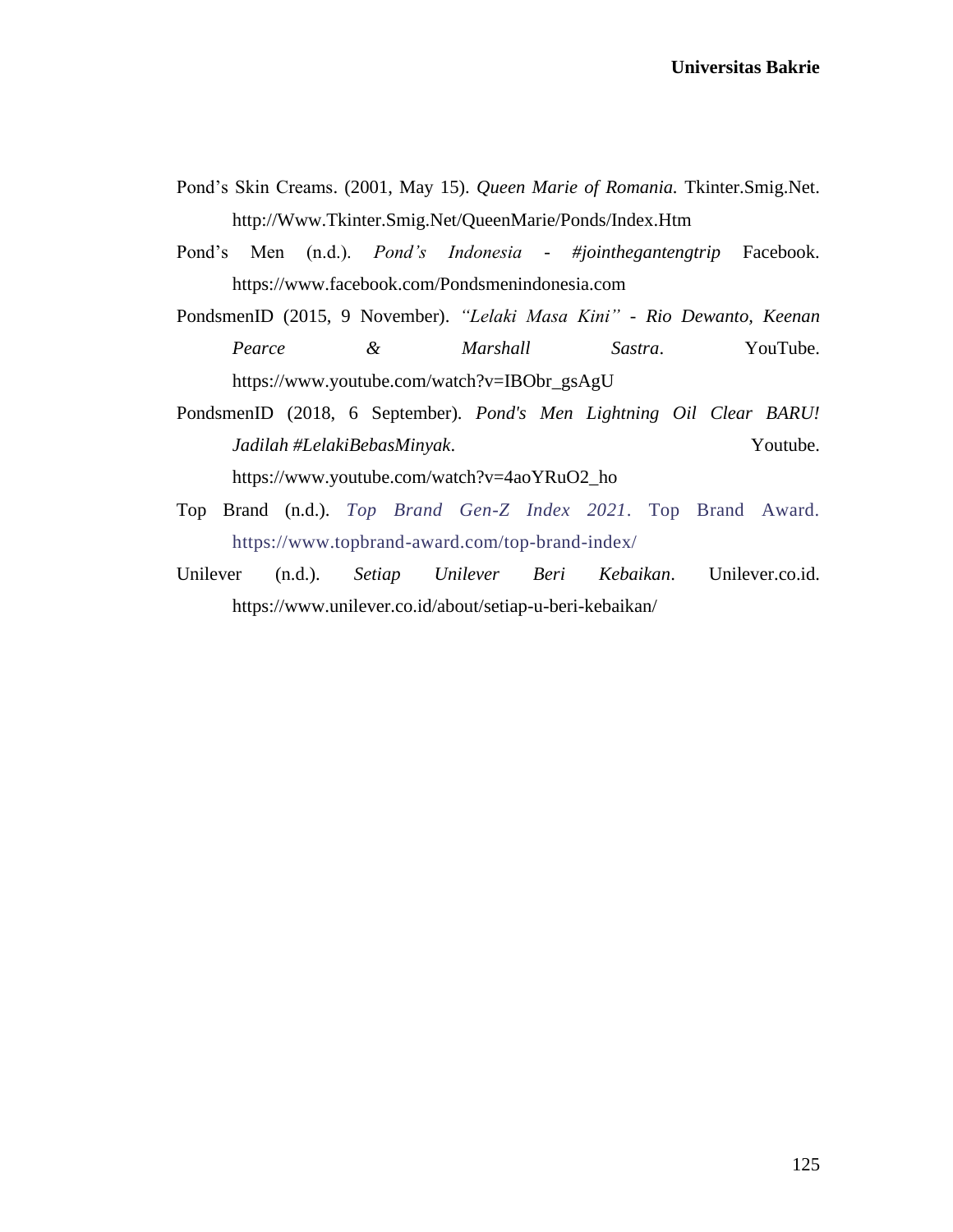Pond’s Skin Creams. (2001, May 15). *Queen Marie of Romania*. Tkinter.Smig.Net. http://Www.Tkinter.Smig.Net/QueenMarie/Ponds/Index.Htm

Pond’s Men (n.d.). *Pond’s Indonesia - #jointhegantengtrip* Facebook. https://www.facebook.com/Pondsmenindonesia.com

PondsmenID (2015, 9 November). *“Lelaki Masa Kini” - Rio Dewanto, Keenan Pearce & Marshall Sastra*. YouTube. https://www.youtube.com/watch?v=IBObr_gsAgU

PondsmenID (2018, 6 September). *Pond's Men Lightning Oil Clear BARU! Jadilah #LelakiBebasMinyak*. Youtube. https://www.youtube.com/watch?v=4aoYRuO2_ho

Top Brand (n.d.). *Top Brand Gen-Z Index 2021*. Top Brand Award. https://www.topbrand-award.com/top-brand-index/

Unilever (n.d.). *Setiap Unilever Beri Kebaikan*. Unilever.co.id. https://www.unilever.co.id/about/setiap-u-beri-kebaikan/